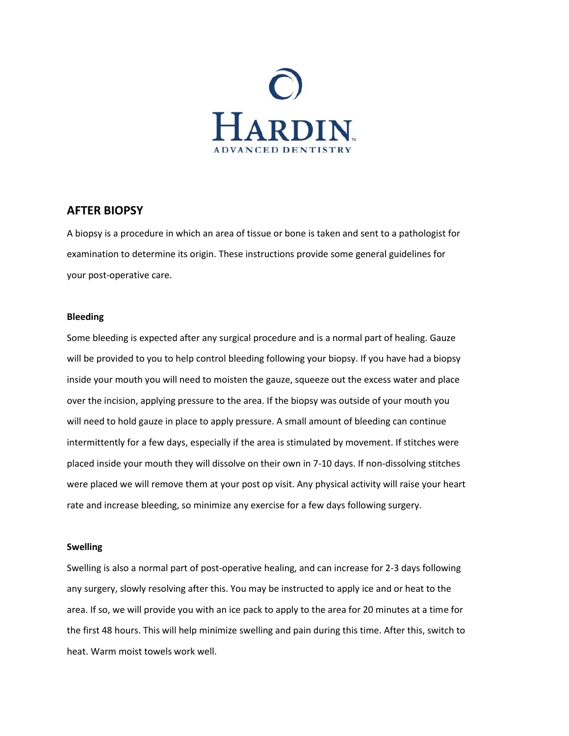HARDIN

ADVANCED DENTISTRY

## AFTER BIOPSY

A biopsy is a procedure in which an area of tissue or bone is taken and sent to a pathologist for examination to determine its origin. These instructions provide some general guidelines for your post-operative care.

### Bleeding

Some bleeding is expected after any surgical procedure and is a normal part of healing. Gauze will be provided to you to help control bleeding following your biopsy. If you have had a biopsy inside your mouth you will need to moisten the gauze, squeeze out the excess water and place over the incision, applying pressure to the area. If the biopsy was outside of your mouth you will need to hold gauze in place to apply pressure. A small amount of bleeding can continue intermittently for a few days, especially if the area is stimulated by movement. If stitches were placed inside your mouth they will dissolve on their own in 7-10 days. If non-dissolving stitches were placed we will remove them at your post op visit. Any physical activity will raise your heart rate and increase bleeding, so minimize any exercise for a few days following surgery.

### Swelling

Swelling is also a normal part of post-operative healing, and can increase for 2-3 days following any surgery, slowly resolving after this. You may be instructed to apply ice and or heat to the area. If so, we will provide you with an ice pack to apply to the area for 20 minutes at a time for the first 48 hours. This will help minimize swelling and pain during this time. After this, switch to heat. Warm moist towels work well.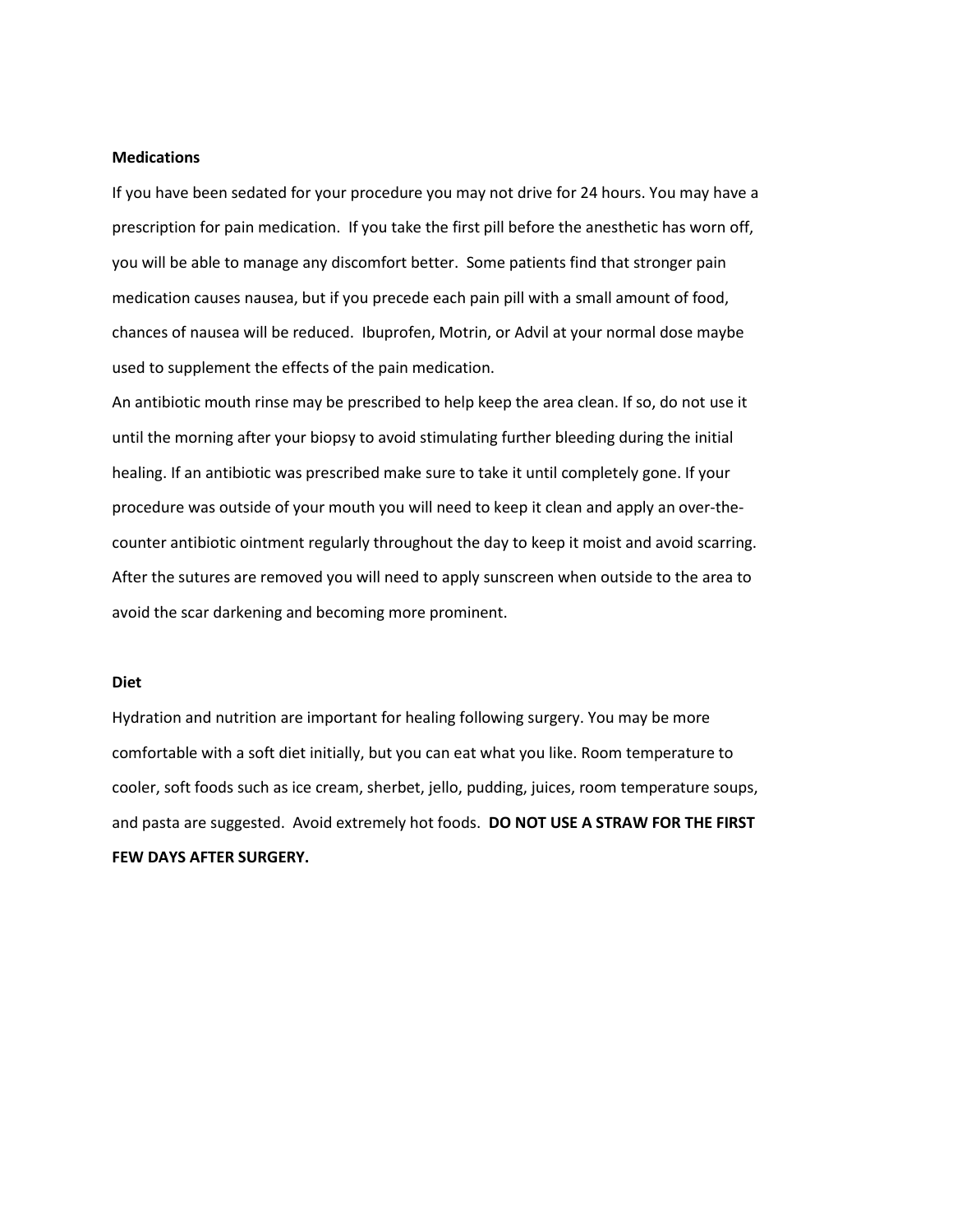**Medications**

If you have been sedated for your procedure you may not drive for 24 hours. You may have a prescription for pain medication. If you take the first pill before the anesthetic has worn off, you will be able to manage any discomfort better. Some patients find that stronger pain medication causes nausea, but if you precede each pain pill with a small amount of food, chances of nausea will be reduced. Ibuprofen, Motrin, or Advil at your normal dose maybe used to supplement the effects of the pain medication.

An antibiotic mouth rinse may be prescribed to help keep the area clean. If so, do not use it until the morning after your biopsy to avoid stimulating further bleeding during the initial healing. If an antibiotic was prescribed make sure to take it until completely gone. If your procedure was outside of your mouth you will need to keep it clean and apply an over-the-counter antibiotic ointment regularly throughout the day to keep it moist and avoid scarring. After the sutures are removed you will need to apply sunscreen when outside to the area to avoid the scar darkening and becoming more prominent.

**Diet**

Hydration and nutrition are important for healing following surgery. You may be more comfortable with a soft diet initially, but you can eat what you like. Room temperature to cooler, soft foods such as ice cream, sherbet, jello, pudding, juices, room temperature soups, and pasta are suggested. Avoid extremely hot foods. **DO NOT USE A STRAW FOR THE FIRST FEW DAYS AFTER SURGERY.**